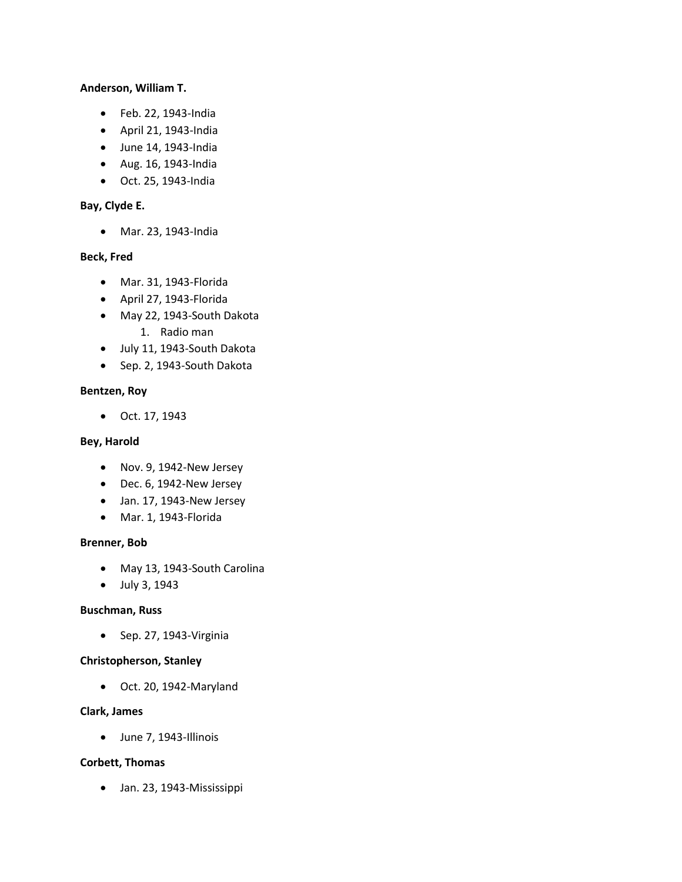**Anderson, William T.**

- Feb. 22, 1943-India
- April 21, 1943-India
- June 14, 1943-India
- Aug. 16, 1943-India
- Oct. 25, 1943-India

**Bay, Clyde E.**

- Mar. 23, 1943-India

**Beck, Fred**

- Mar. 31, 1943-Florida
- April 27, 1943-Florida
- May 22, 1943-South Dakota
    1. Radio man
- July 11, 1943-South Dakota
- Sep. 2, 1943-South Dakota

**Bentzen, Roy**

- Oct. 17, 1943

**Bey, Harold**

- Nov. 9, 1942-New Jersey
- Dec. 6, 1942-New Jersey
- Jan. 17, 1943-New Jersey
- Mar. 1, 1943-Florida

**Brenner, Bob**

- May 13, 1943-South Carolina
- July 3, 1943

**Buschman, Russ**

- Sep. 27, 1943-Virginia

**Christopherson, Stanley**

- Oct. 20, 1942-Maryland

**Clark, James**

- June 7, 1943-Illinois

**Corbett, Thomas**

- Jan. 23, 1943-Mississippi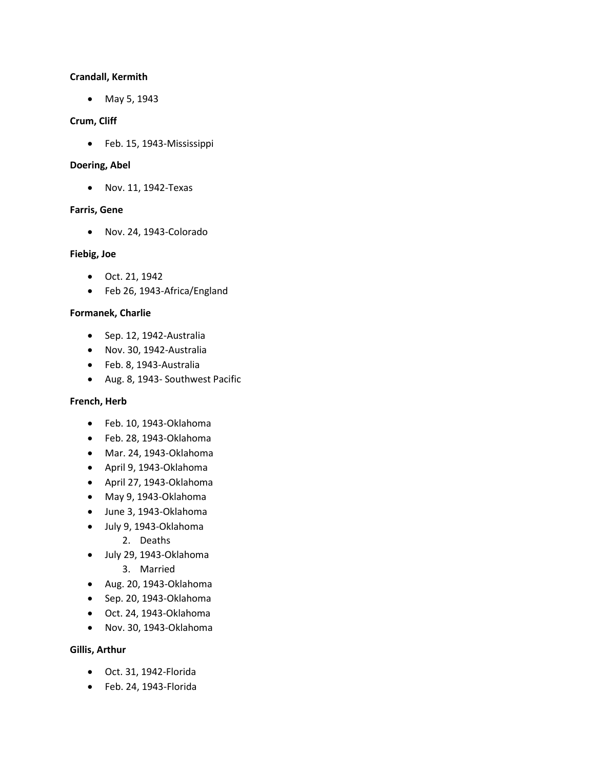**Crandall, Kermith**

- May 5, 1943

**Crum, Cliff**

- Feb. 15, 1943-Mississippi

**Doering, Abel**

- Nov. 11, 1942-Texas

**Farris, Gene**

- Nov. 24, 1943-Colorado

**Fiebig, Joe**

- Oct. 21, 1942
- Feb 26, 1943-Africa/England

**Formanek, Charlie**

- Sep. 12, 1942-Australia
- Nov. 30, 1942-Australia
- Feb. 8, 1943-Australia
- Aug. 8, 1943- Southwest Pacific

**French, Herb**

- Feb. 10, 1943-Oklahoma
- Feb. 28, 1943-Oklahoma
- Mar. 24, 1943-Oklahoma
- April 9, 1943-Oklahoma
- April 27, 1943-Oklahoma
- May 9, 1943-Oklahoma
- June 3, 1943-Oklahoma
- July 9, 1943-Oklahoma
    2. Deaths
- July 29, 1943-Oklahoma
    3. Married
- Aug. 20, 1943-Oklahoma
- Sep. 20, 1943-Oklahoma
- Oct. 24, 1943-Oklahoma
- Nov. 30, 1943-Oklahoma

**Gillis, Arthur**

- Oct. 31, 1942-Florida
- Feb. 24, 1943-Florida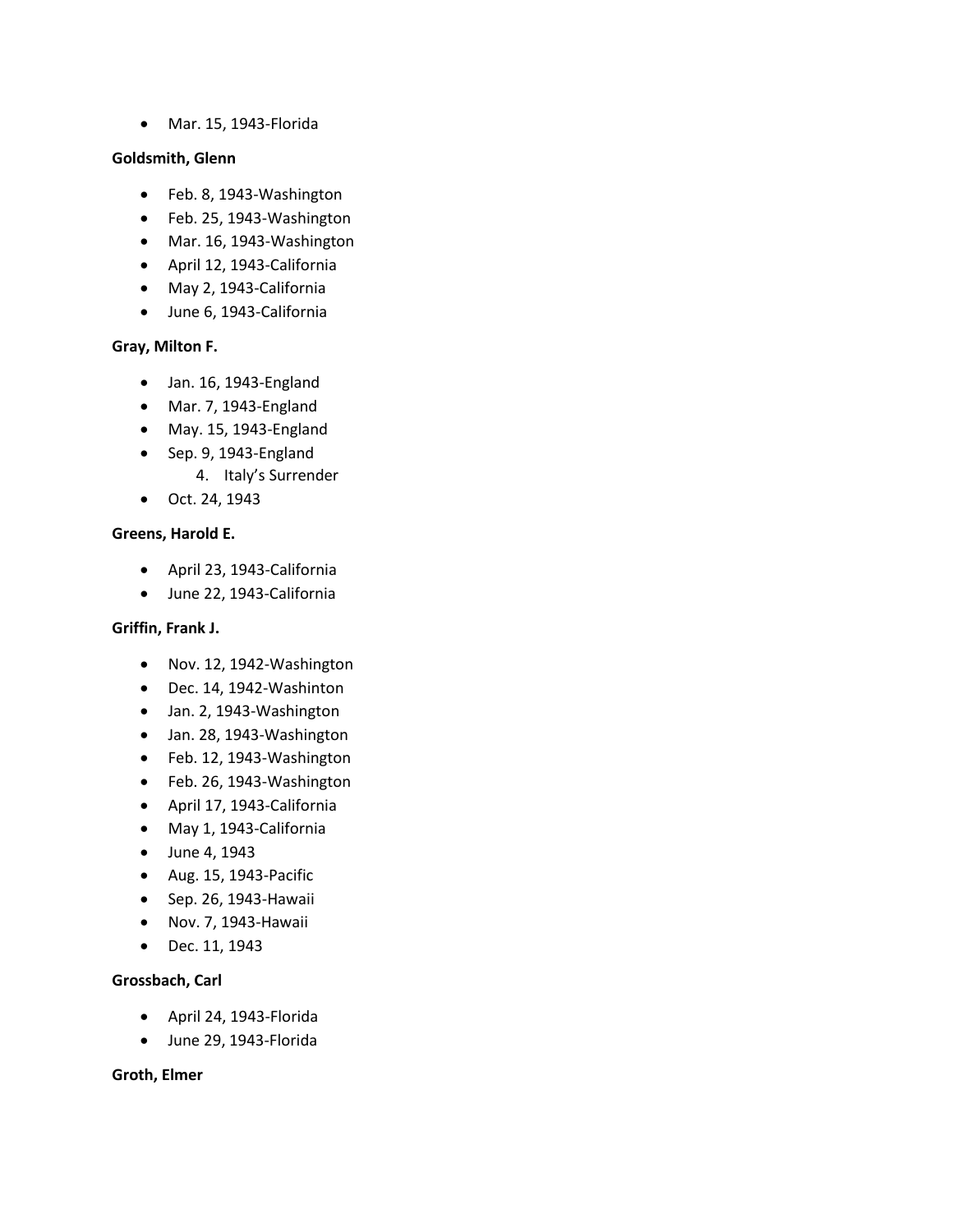- Mar. 15, 1943-Florida

**Goldsmith, Glenn**

- Feb. 8, 1943-Washington
- Feb. 25, 1943-Washington
- Mar. 16, 1943-Washington
- April 12, 1943-California
- May 2, 1943-California
- June 6, 1943-California

**Gray, Milton F.**

- Jan. 16, 1943-England
- Mar. 7, 1943-England
- May. 15, 1943-England
- Sep. 9, 1943-England
    4. Italy's Surrender
- Oct. 24, 1943

**Greens, Harold E.**

- April 23, 1943-California
- June 22, 1943-California

**Griffin, Frank J.**

- Nov. 12, 1942-Washington
- Dec. 14, 1942-Washinton
- Jan. 2, 1943-Washington
- Jan. 28, 1943-Washington
- Feb. 12, 1943-Washington
- Feb. 26, 1943-Washington
- April 17, 1943-California
- May 1, 1943-California
- June 4, 1943
- Aug. 15, 1943-Pacific
- Sep. 26, 1943-Hawaii
- Nov. 7, 1943-Hawaii
- Dec. 11, 1943

**Grossbach, Carl**

- April 24, 1943-Florida
- June 29, 1943-Florida

**Groth, Elmer**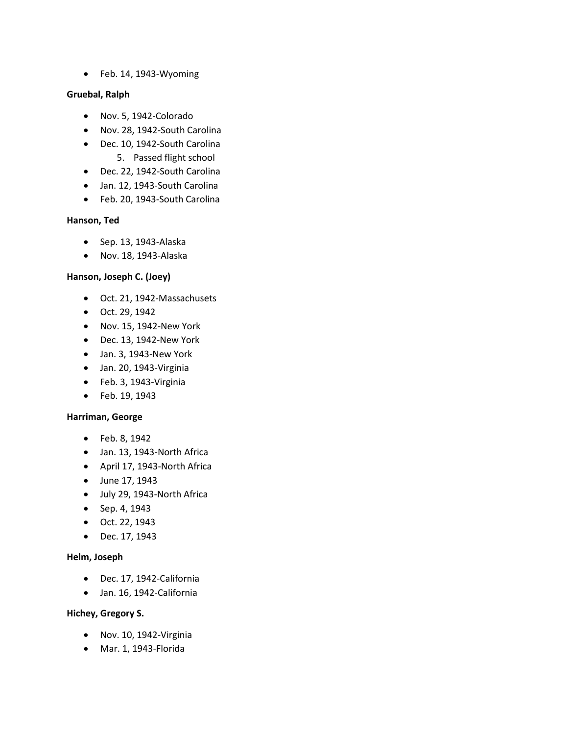- Feb. 14, 1943-Wyoming

**Gruebal, Ralph**

- Nov. 5, 1942-Colorado
- Nov. 28, 1942-South Carolina
- Dec. 10, 1942-South Carolina
    5. Passed flight school
- Dec. 22, 1942-South Carolina
- Jan. 12, 1943-South Carolina
- Feb. 20, 1943-South Carolina

**Hanson, Ted**

- Sep. 13, 1943-Alaska
- Nov. 18, 1943-Alaska

**Hanson, Joseph C. (Joey)**

- Oct. 21, 1942-Massachusets
- Oct. 29, 1942
- Nov. 15, 1942-New York
- Dec. 13, 1942-New York
- Jan. 3, 1943-New York
- Jan. 20, 1943-Virginia
- Feb. 3, 1943-Virginia
- Feb. 19, 1943

**Harriman, George**

- Feb. 8, 1942
- Jan. 13, 1943-North Africa
- April 17, 1943-North Africa
- June 17, 1943
- July 29, 1943-North Africa
- Sep. 4, 1943
- Oct. 22, 1943
- Dec. 17, 1943

**Helm, Joseph**

- Dec. 17, 1942-California
- Jan. 16, 1942-California

**Hichey, Gregory S.**

- Nov. 10, 1942-Virginia
- Mar. 1, 1943-Florida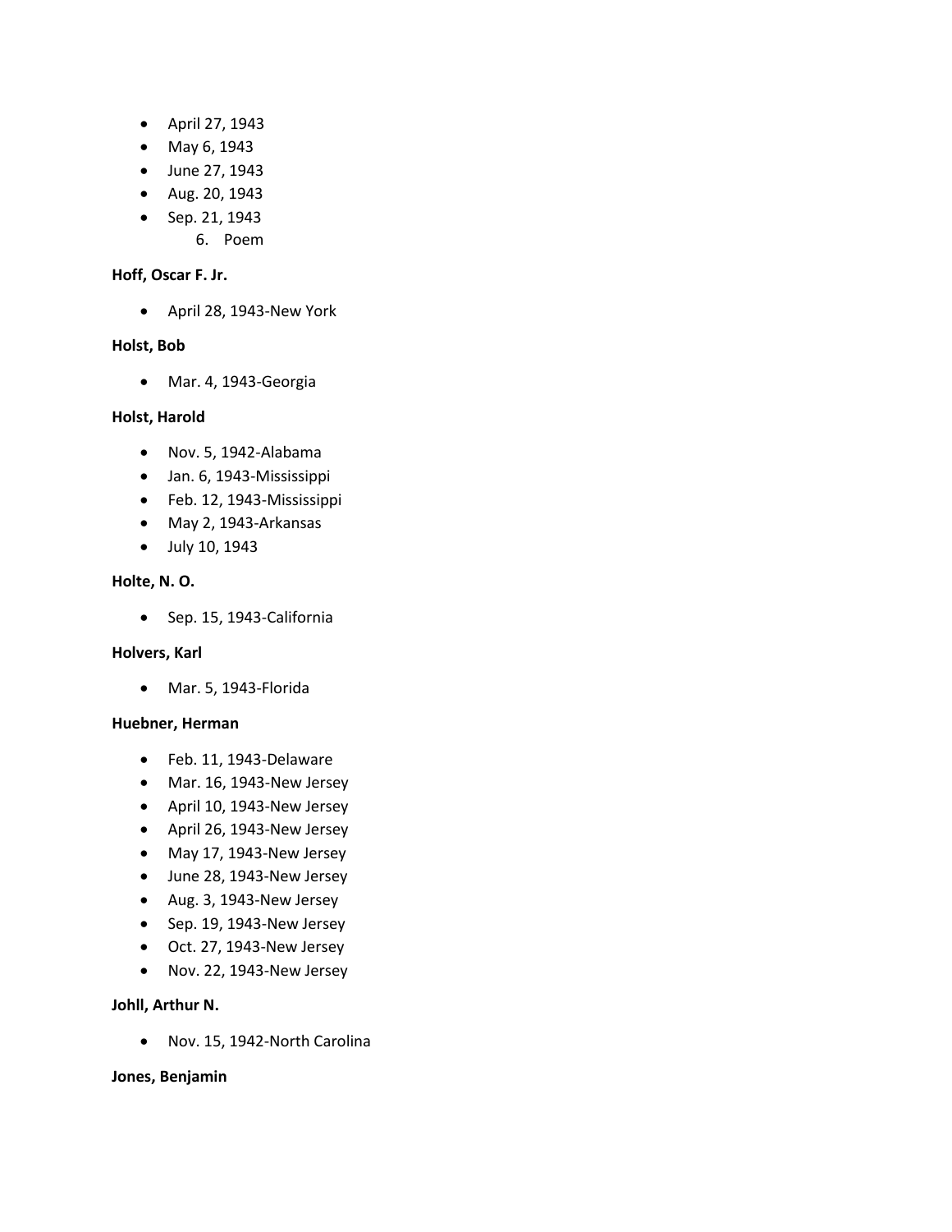- April 27, 1943
- May 6, 1943
- June 27, 1943
- Aug. 20, 1943
- Sep. 21, 1943
    6. Poem

**Hoff, Oscar F. Jr.**

- April 28, 1943-New York

**Holst, Bob**

- Mar. 4, 1943-Georgia

**Holst, Harold**

- Nov. 5, 1942-Alabama
- Jan. 6, 1943-Mississippi
- Feb. 12, 1943-Mississippi
- May 2, 1943-Arkansas
- July 10, 1943

**Holte, N. O.**

- Sep. 15, 1943-California

**Holvers, Karl**

- Mar. 5, 1943-Florida

**Huebner, Herman**

- Feb. 11, 1943-Delaware
- Mar. 16, 1943-New Jersey
- April 10, 1943-New Jersey
- April 26, 1943-New Jersey
- May 17, 1943-New Jersey
- June 28, 1943-New Jersey
- Aug. 3, 1943-New Jersey
- Sep. 19, 1943-New Jersey
- Oct. 27, 1943-New Jersey
- Nov. 22, 1943-New Jersey

**Johll, Arthur N.**

- Nov. 15, 1942-North Carolina

**Jones, Benjamin**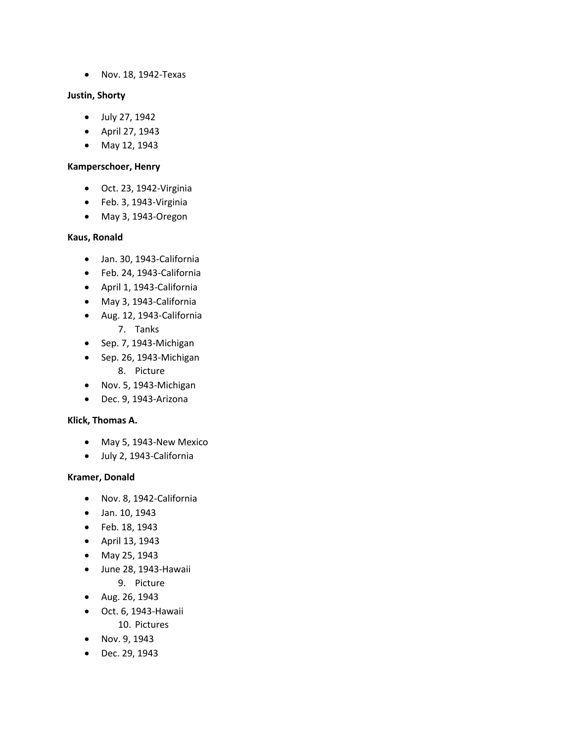- Nov. 18, 1942-Texas

**Justin, Shorty**

- July 27, 1942
- April 27, 1943
- May 12, 1943

**Kamperschoer, Henry**

- Oct. 23, 1942-Virginia
- Feb. 3, 1943-Virginia
- May 3, 1943-Oregon

**Kaus, Ronald**

- Jan. 30, 1943-California
- Feb. 24, 1943-California
- April 1, 1943-California
- May 3, 1943-California
- Aug. 12, 1943-California
    7. Tanks
- Sep. 7, 1943-Michigan
- Sep. 26, 1943-Michigan
    8. Picture
- Nov. 5, 1943-Michigan
- Dec. 9, 1943-Arizona

**Klick, Thomas A.**

- May 5, 1943-New Mexico
- July 2, 1943-California

**Kramer, Donald**

- Nov. 8, 1942-California
- Jan. 10, 1943
- Feb. 18, 1943
- April 13, 1943
- May 25, 1943
- June 28, 1943-Hawaii
    9. Picture
- Aug. 26, 1943
- Oct. 6, 1943-Hawaii
    10. Pictures
- Nov. 9, 1943
- Dec. 29, 1943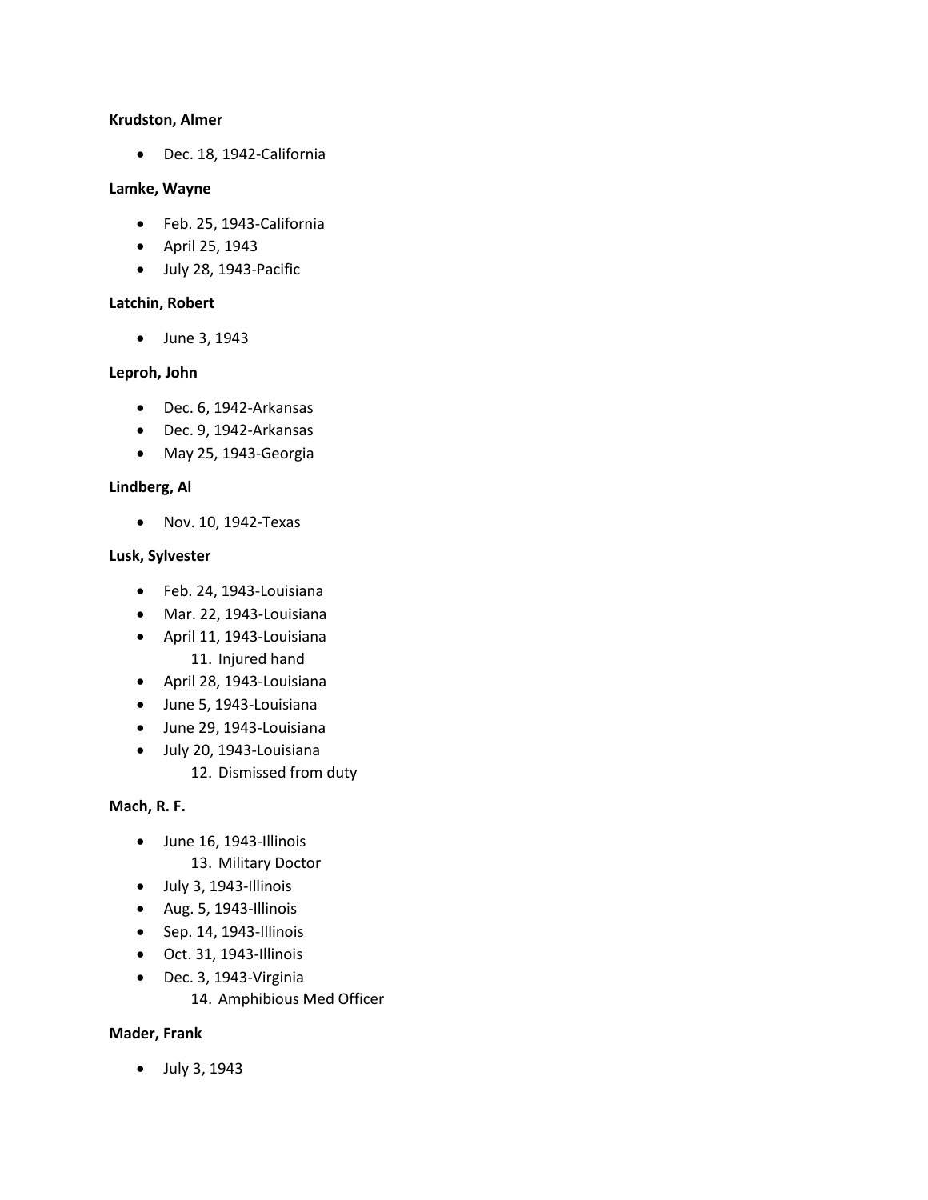**Krudston, Almer**

- Dec. 18, 1942-California

**Lamke, Wayne**

- Feb. 25, 1943-California
- April 25, 1943
- July 28, 1943-Pacific

**Latchin, Robert**

- June 3, 1943

**Leproh, John**

- Dec. 6, 1942-Arkansas
- Dec. 9, 1942-Arkansas
- May 25, 1943-Georgia

**Lindberg, Al**

- Nov. 10, 1942-Texas

**Lusk, Sylvester**

- Feb. 24, 1943-Louisiana
- Mar. 22, 1943-Louisiana
- April 11, 1943-Louisiana
    11. Injured hand
- April 28, 1943-Louisiana
- June 5, 1943-Louisiana
- June 29, 1943-Louisiana
- July 20, 1943-Louisiana
    12. Dismissed from duty

**Mach, R. F.**

- June 16, 1943-Illinois
    13. Military Doctor
- July 3, 1943-Illinois
- Aug. 5, 1943-Illinois
- Sep. 14, 1943-Illinois
- Oct. 31, 1943-Illinois
- Dec. 3, 1943-Virginia
    14. Amphibious Med Officer

**Mader, Frank**

- July 3, 1943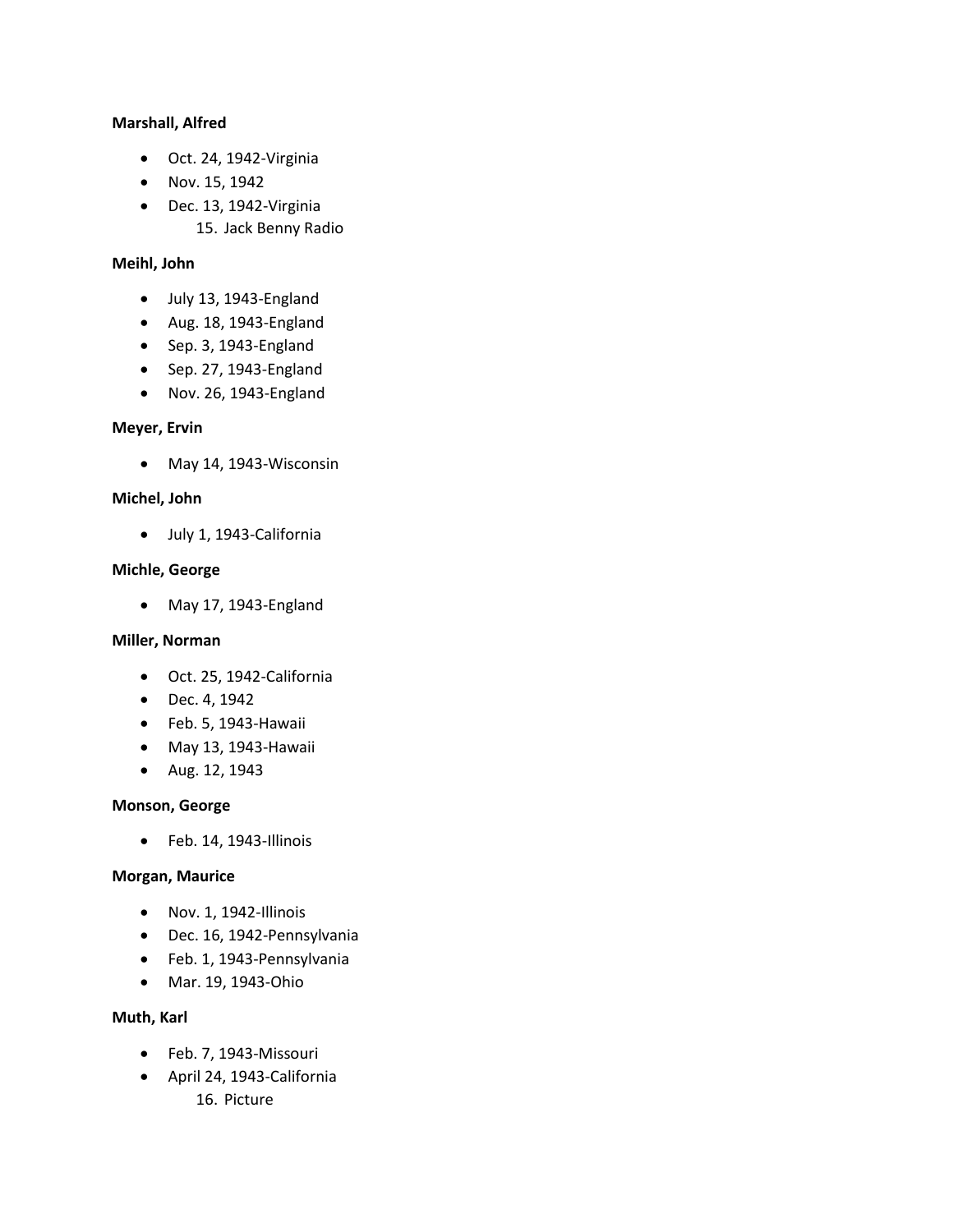**Marshall, Alfred**

- Oct. 24, 1942-Virginia
- Nov. 15, 1942
- Dec. 13, 1942-Virginia
    15. Jack Benny Radio

**Meihl, John**

- July 13, 1943-England
- Aug. 18, 1943-England
- Sep. 3, 1943-England
- Sep. 27, 1943-England
- Nov. 26, 1943-England

**Meyer, Ervin**

- May 14, 1943-Wisconsin

**Michel, John**

- July 1, 1943-California

**Michle, George**

- May 17, 1943-England

**Miller, Norman**

- Oct. 25, 1942-California
- Dec. 4, 1942
- Feb. 5, 1943-Hawaii
- May 13, 1943-Hawaii
- Aug. 12, 1943

**Monson, George**

- Feb. 14, 1943-Illinois

**Morgan, Maurice**

- Nov. 1, 1942-Illinois
- Dec. 16, 1942-Pennsylvania
- Feb. 1, 1943-Pennsylvania
- Mar. 19, 1943-Ohio

**Muth, Karl**

- Feb. 7, 1943-Missouri
- April 24, 1943-California
    16. Picture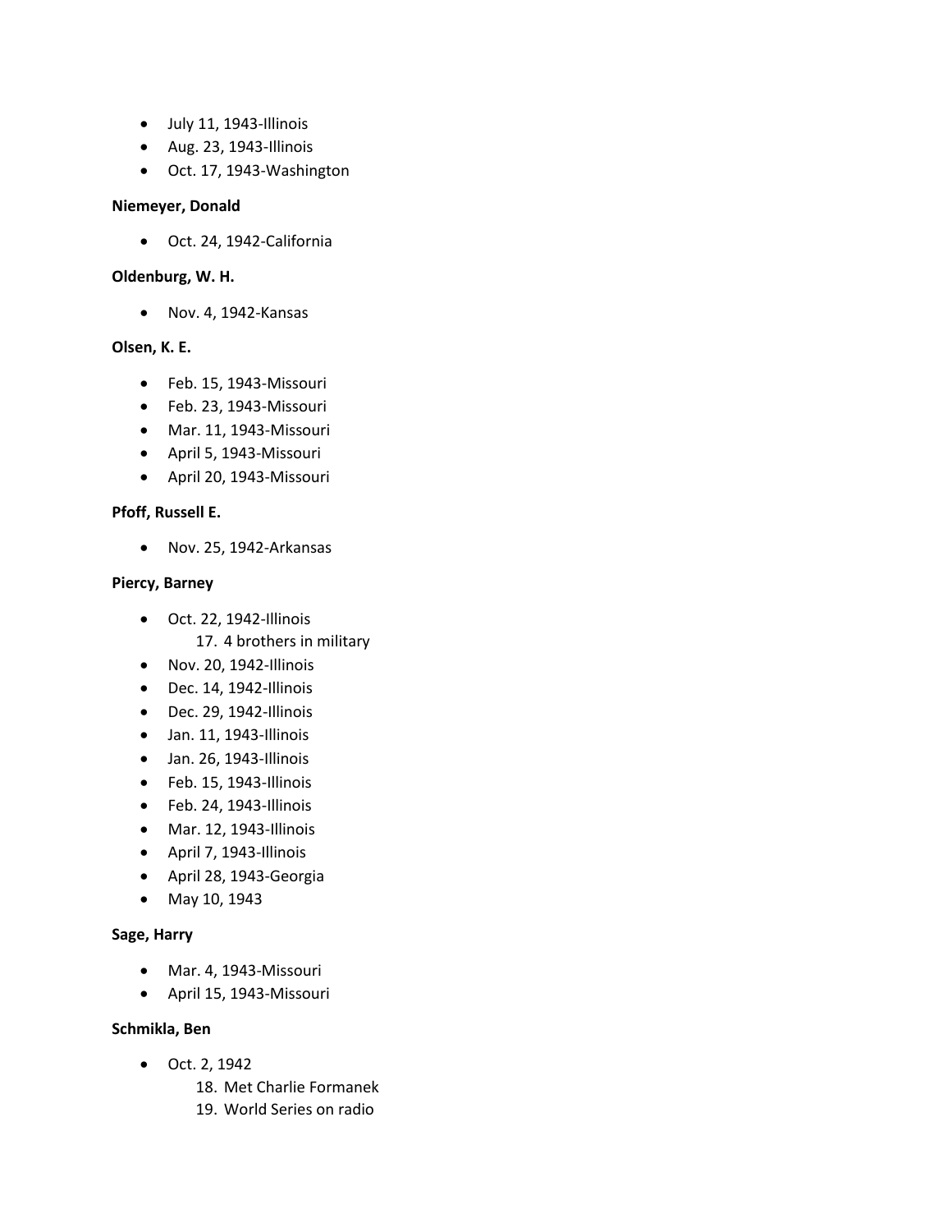- July 11, 1943-Illinois
- Aug. 23, 1943-Illinois
- Oct. 17, 1943-Washington

**Niemeyer, Donald**

- Oct. 24, 1942-California

**Oldenburg, W. H.**

- Nov. 4, 1942-Kansas

**Olsen, K. E.**

- Feb. 15, 1943-Missouri
- Feb. 23, 1943-Missouri
- Mar. 11, 1943-Missouri
- April 5, 1943-Missouri
- April 20, 1943-Missouri

**Pfoff, Russell E.**

- Nov. 25, 1942-Arkansas

**Piercy, Barney**

- Oct. 22, 1942-Illinois
    17. 4 brothers in military
- Nov. 20, 1942-Illinois
- Dec. 14, 1942-Illinois
- Dec. 29, 1942-Illinois
- Jan. 11, 1943-Illinois
- Jan. 26, 1943-Illinois
- Feb. 15, 1943-Illinois
- Feb. 24, 1943-Illinois
- Mar. 12, 1943-Illinois
- April 7, 1943-Illinois
- April 28, 1943-Georgia
- May 10, 1943

**Sage, Harry**

- Mar. 4, 1943-Missouri
- April 15, 1943-Missouri

**Schmikla, Ben**

- Oct. 2, 1942
    18. Met Charlie Formanek
    19. World Series on radio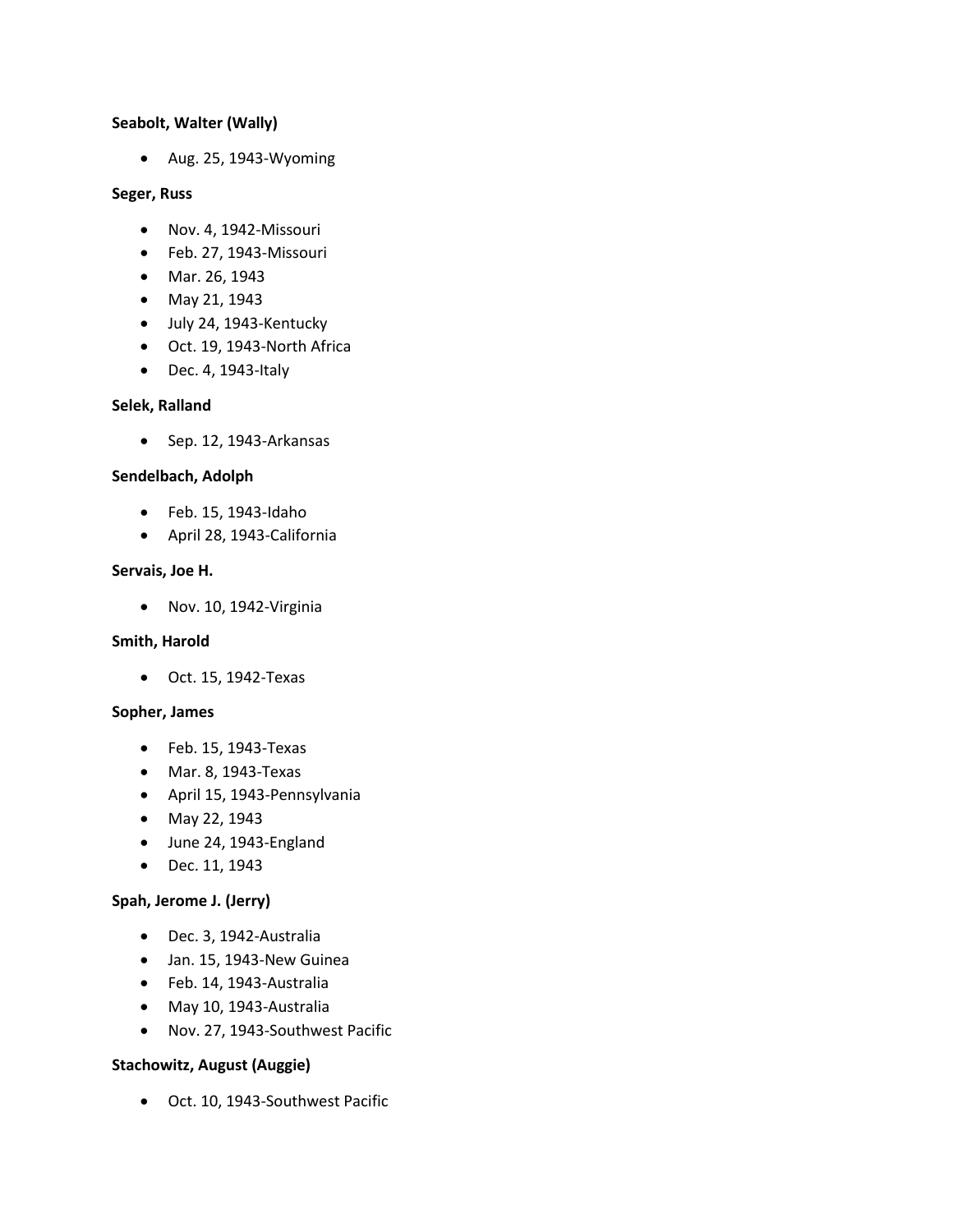**Seabolt, Walter (Wally)**

- Aug. 25, 1943-Wyoming

**Seger, Russ**

- Nov. 4, 1942-Missouri
- Feb. 27, 1943-Missouri
- Mar. 26, 1943
- May 21, 1943
- July 24, 1943-Kentucky
- Oct. 19, 1943-North Africa
- Dec. 4, 1943-Italy

**Selek, Ralland**

- Sep. 12, 1943-Arkansas

**Sendelbach, Adolph**

- Feb. 15, 1943-Idaho
- April 28, 1943-California

**Servais, Joe H.**

- Nov. 10, 1942-Virginia

**Smith, Harold**

- Oct. 15, 1942-Texas

**Sopher, James**

- Feb. 15, 1943-Texas
- Mar. 8, 1943-Texas
- April 15, 1943-Pennsylvania
- May 22, 1943
- June 24, 1943-England
- Dec. 11, 1943

**Spah, Jerome J. (Jerry)**

- Dec. 3, 1942-Australia
- Jan. 15, 1943-New Guinea
- Feb. 14, 1943-Australia
- May 10, 1943-Australia
- Nov. 27, 1943-Southwest Pacific

**Stachowitz, August (Auggie)**

- Oct. 10, 1943-Southwest Pacific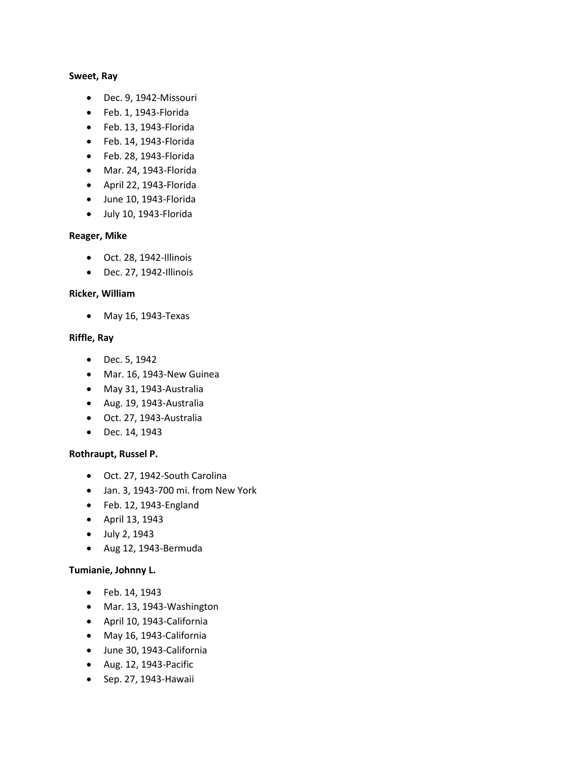**Sweet, Ray**

- Dec. 9, 1942-Missouri
- Feb. 1, 1943-Florida
- Feb. 13, 1943-Florida
- Feb. 14, 1943-Florida
- Feb. 28, 1943-Florida
- Mar. 24, 1943-Florida
- April 22, 1943-Florida
- June 10, 1943-Florida
- July 10, 1943-Florida

**Reager, Mike**

- Oct. 28, 1942-Illinois
- Dec. 27, 1942-Illinois

**Ricker, William**

- May 16, 1943-Texas

**Riffle, Ray**

- Dec. 5, 1942
- Mar. 16, 1943-New Guinea
- May 31, 1943-Australia
- Aug. 19, 1943-Australia
- Oct. 27, 1943-Australia
- Dec. 14, 1943

**Rothraupt, Russel P.**

- Oct. 27, 1942-South Carolina
- Jan. 3, 1943-700 mi. from New York
- Feb. 12, 1943-England
- April 13, 1943
- July 2, 1943
- Aug 12, 1943-Bermuda

**Tumianie, Johnny L.**

- Feb. 14, 1943
- Mar. 13, 1943-Washington
- April 10, 1943-California
- May 16, 1943-California
- June 30, 1943-California
- Aug. 12, 1943-Pacific
- Sep. 27, 1943-Hawaii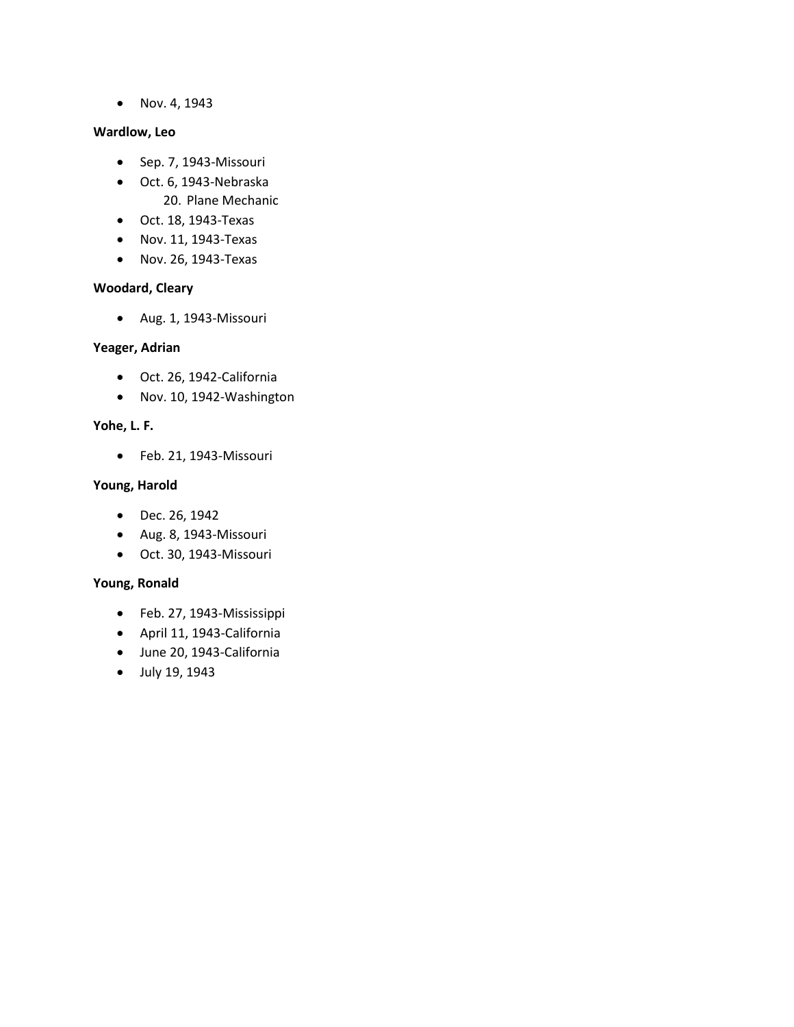- Nov. 4, 1943

**Wardlow, Leo**

- Sep. 7, 1943-Missouri
- Oct. 6, 1943-Nebraska
    20. Plane Mechanic
- Oct. 18, 1943-Texas
- Nov. 11, 1943-Texas
- Nov. 26, 1943-Texas

**Woodard, Cleary**

- Aug. 1, 1943-Missouri

**Yeager, Adrian**

- Oct. 26, 1942-California
- Nov. 10, 1942-Washington

**Yohe, L. F.**

- Feb. 21, 1943-Missouri

**Young, Harold**

- Dec. 26, 1942
- Aug. 8, 1943-Missouri
- Oct. 30, 1943-Missouri

**Young, Ronald**

- Feb. 27, 1943-Mississippi
- April 11, 1943-California
- June 20, 1943-California
- July 19, 1943